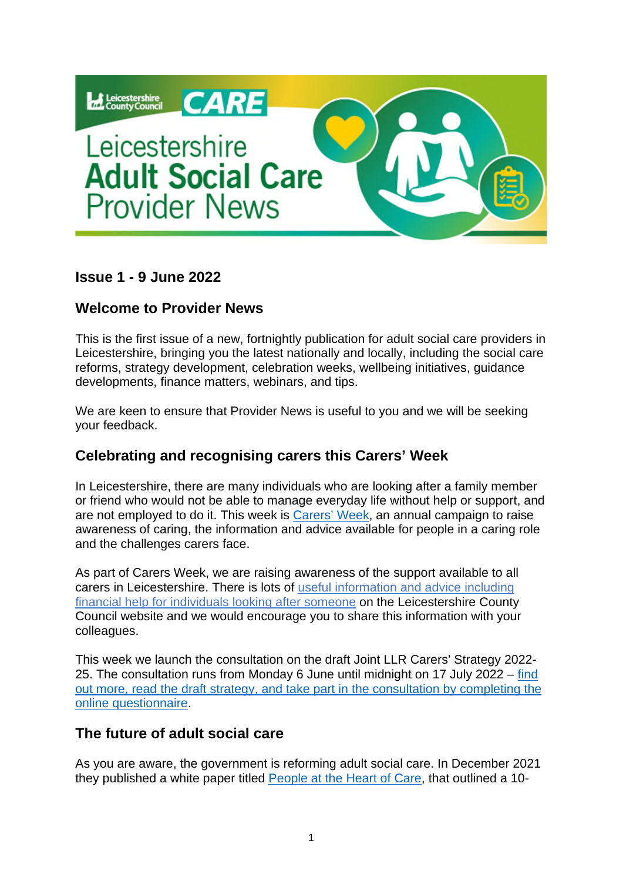Leicestershire County Council CARE

# Leicestershire Adult Social Care Provider News

### Issue 1 - 9 June 2022

## Welcome to Provider News

This is the first issue of a new, fortnightly publication for adult social care providers in Leicestershire, bringing you the latest nationally and locally, including the social care reforms, strategy development, celebration weeks, wellbeing initiatives, guidance developments, finance matters, webinars, and tips.

We are keen to ensure that Provider News is useful to you and we will be seeking your feedback.

## Celebrating and recognising carers this Carers' Week

In Leicestershire, there are many individuals who are looking after a family member or friend who would not be able to manage everyday life without help or support, and are not employed to do it. This week is Carers' Week, an annual campaign to raise awareness of caring, the information and advice available for people in a caring role and the challenges carers face.

As part of Carers Week, we are raising awareness of the support available to all carers in Leicestershire. There is lots of useful information and advice including financial help for individuals looking after someone on the Leicestershire County Council website and we would encourage you to share this information with your colleagues.

This week we launch the consultation on the draft Joint LLR Carers' Strategy 2022-25. The consultation runs from Monday 6 June until midnight on 17 July 2022 – find out more, read the draft strategy, and take part in the consultation by completing the online questionnaire.

## The future of adult social care

As you are aware, the government is reforming adult social care. In December 2021 they published a white paper titled People at the Heart of Care, that outlined a 10-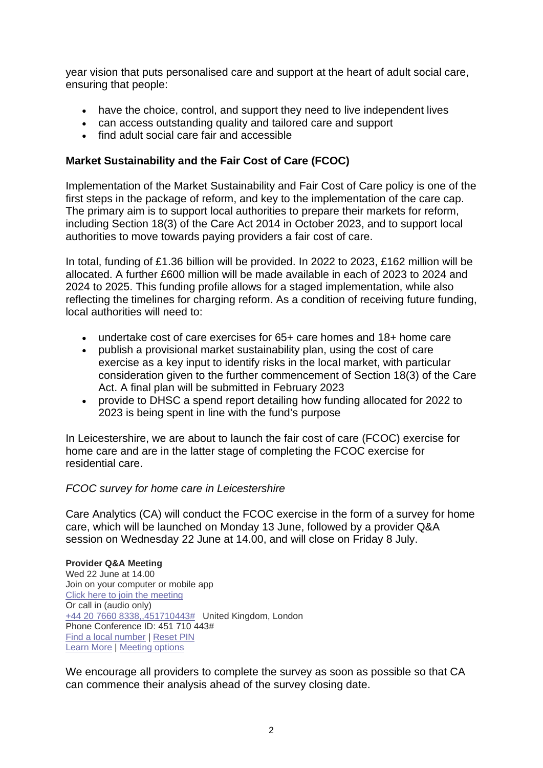year vision that puts personalised care and support at the heart of adult social care, ensuring that people:

- have the choice, control, and support they need to live independent lives
- can access outstanding quality and tailored care and support
- find adult social care fair and accessible

**Market Sustainability and the Fair Cost of Care (FCOC)**

Implementation of the Market Sustainability and Fair Cost of Care policy is one of the first steps in the package of reform, and key to the implementation of the care cap. The primary aim is to support local authorities to prepare their markets for reform, including Section 18(3) of the Care Act 2014 in October 2023, and to support local authorities to move towards paying providers a fair cost of care.

In total, funding of £1.36 billion will be provided. In 2022 to 2023, £162 million will be allocated. A further £600 million will be made available in each of 2023 to 2024 and 2024 to 2025. This funding profile allows for a staged implementation, while also reflecting the timelines for charging reform. As a condition of receiving future funding, local authorities will need to:

- undertake cost of care exercises for 65+ care homes and 18+ home care
- publish a provisional market sustainability plan, using the cost of care exercise as a key input to identify risks in the local market, with particular consideration given to the further commencement of Section 18(3) of the Care Act. A final plan will be submitted in February 2023
- provide to DHSC a spend report detailing how funding allocated for 2022 to 2023 is being spent in line with the fund's purpose

In Leicestershire, we are about to launch the fair cost of care (FCOC) exercise for home care and are in the latter stage of completing the FCOC exercise for residential care.

*FCOC survey for home care in Leicestershire*

Care Analytics (CA) will conduct the FCOC exercise in the form of a survey for home care, which will be launched on Monday 13 June, followed by a provider Q&A session on Wednesday 22 June at 14.00, and will close on Friday 8 July.

**Provider Q&A Meeting**
Wed 22 June at 14.00
Join on your computer or mobile app
Click here to join the meeting
Or call in (audio only)
+44 20 7660 8338,,451710443# United Kingdom, London
Phone Conference ID: 451 710 443#
Find a local number | Reset PIN
Learn More | Meeting options

We encourage all providers to complete the survey as soon as possible so that CA can commence their analysis ahead of the survey closing date.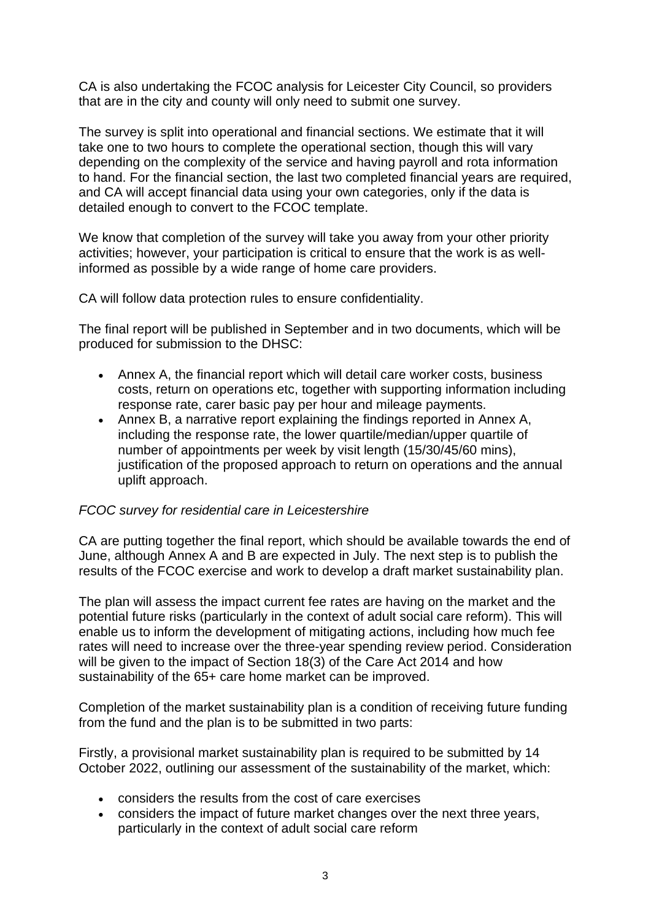CA is also undertaking the FCOC analysis for Leicester City Council, so providers that are in the city and county will only need to submit one survey.

The survey is split into operational and financial sections. We estimate that it will take one to two hours to complete the operational section, though this will vary depending on the complexity of the service and having payroll and rota information to hand. For the financial section, the last two completed financial years are required, and CA will accept financial data using your own categories, only if the data is detailed enough to convert to the FCOC template.

We know that completion of the survey will take you away from your other priority activities; however, your participation is critical to ensure that the work is as well-informed as possible by a wide range of home care providers.

CA will follow data protection rules to ensure confidentiality.

The final report will be published in September and in two documents, which will be produced for submission to the DHSC:

- Annex A, the financial report which will detail care worker costs, business costs, return on operations etc, together with supporting information including response rate, carer basic pay per hour and mileage payments.
- Annex B, a narrative report explaining the findings reported in Annex A, including the response rate, the lower quartile/median/upper quartile of number of appointments per week by visit length (15/30/45/60 mins), justification of the proposed approach to return on operations and the annual uplift approach.

*FCOC survey for residential care in Leicestershire*

CA are putting together the final report, which should be available towards the end of June, although Annex A and B are expected in July. The next step is to publish the results of the FCOC exercise and work to develop a draft market sustainability plan.

The plan will assess the impact current fee rates are having on the market and the potential future risks (particularly in the context of adult social care reform). This will enable us to inform the development of mitigating actions, including how much fee rates will need to increase over the three-year spending review period. Consideration will be given to the impact of Section 18(3) of the Care Act 2014 and how sustainability of the 65+ care home market can be improved.

Completion of the market sustainability plan is a condition of receiving future funding from the fund and the plan is to be submitted in two parts:

Firstly, a provisional market sustainability plan is required to be submitted by 14 October 2022, outlining our assessment of the sustainability of the market, which:

- considers the results from the cost of care exercises
- considers the impact of future market changes over the next three years, particularly in the context of adult social care reform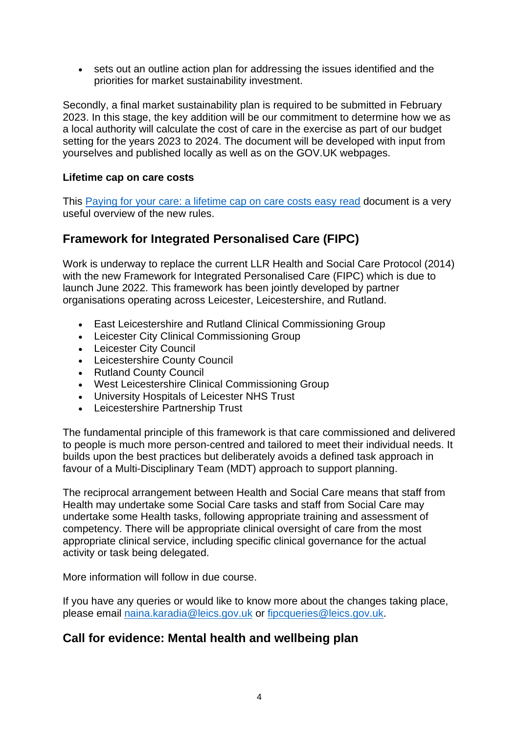- sets out an outline action plan for addressing the issues identified and the priorities for market sustainability investment.

Secondly, a final market sustainability plan is required to be submitted in February 2023. In this stage, the key addition will be our commitment to determine how we as a local authority will calculate the cost of care in the exercise as part of our budget setting for the years 2023 to 2024. The document will be developed with input from yourselves and published locally as well as on the GOV.UK webpages.

**Lifetime cap on care costs**

This [Paying for your care: a lifetime cap on care costs easy read] document is a very useful overview of the new rules.

## Framework for Integrated Personalised Care (FIPC)

Work is underway to replace the current LLR Health and Social Care Protocol (2014) with the new Framework for Integrated Personalised Care (FIPC) which is due to launch June 2022. This framework has been jointly developed by partner organisations operating across Leicester, Leicestershire, and Rutland.

- East Leicestershire and Rutland Clinical Commissioning Group
- Leicester City Clinical Commissioning Group
- Leicester City Council
- Leicestershire County Council
- Rutland County Council
- West Leicestershire Clinical Commissioning Group
- University Hospitals of Leicester NHS Trust
- Leicestershire Partnership Trust

The fundamental principle of this framework is that care commissioned and delivered to people is much more person-centred and tailored to meet their individual needs. It builds upon the best practices but deliberately avoids a defined task approach in favour of a Multi-Disciplinary Team (MDT) approach to support planning.

The reciprocal arrangement between Health and Social Care means that staff from Health may undertake some Social Care tasks and staff from Social Care may undertake some Health tasks, following appropriate training and assessment of competency. There will be appropriate clinical oversight of care from the most appropriate clinical service, including specific clinical governance for the actual activity or task being delegated.

More information will follow in due course.

If you have any queries or would like to know more about the changes taking place, please email naina.karadia@leics.gov.uk or fipcqueries@leics.gov.uk.

## Call for evidence: Mental health and wellbeing plan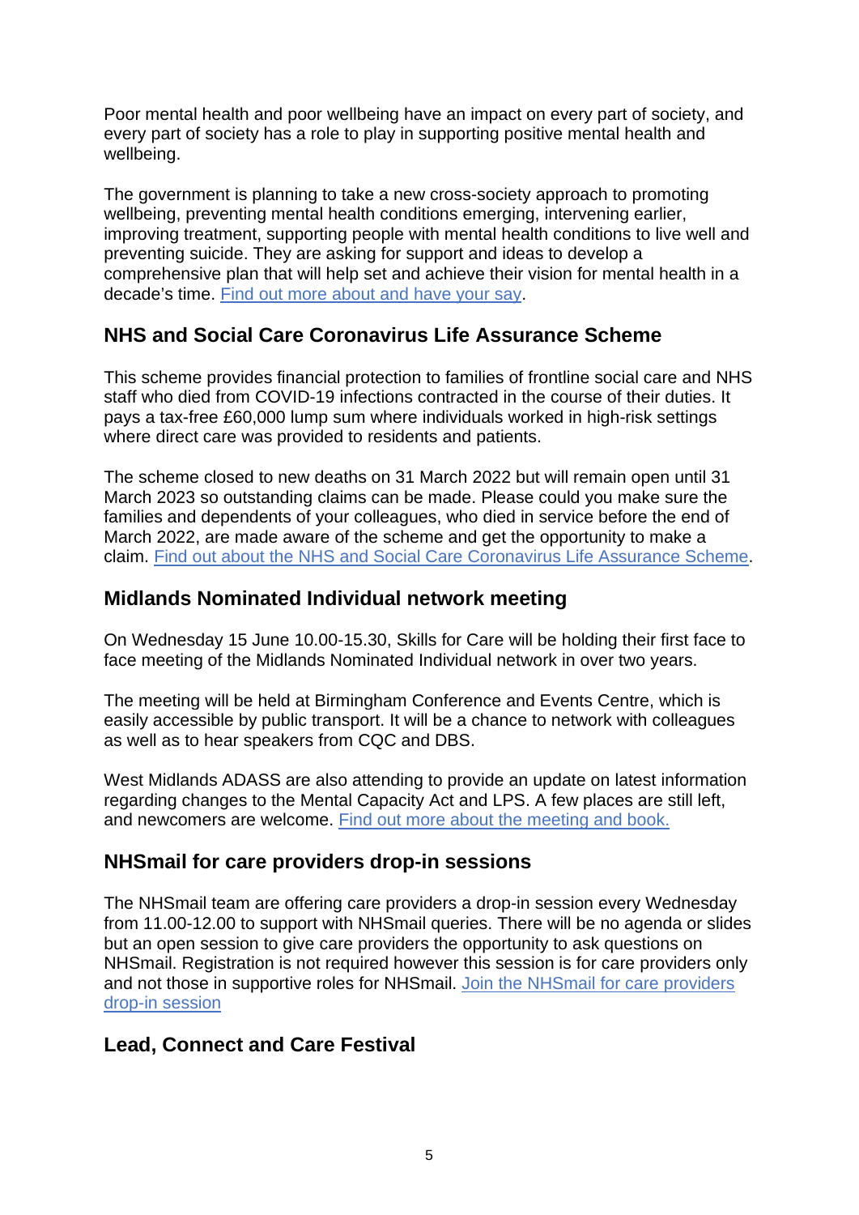Poor mental health and poor wellbeing have an impact on every part of society, and every part of society has a role to play in supporting positive mental health and wellbeing.

The government is planning to take a new cross-society approach to promoting wellbeing, preventing mental health conditions emerging, intervening earlier, improving treatment, supporting people with mental health conditions to live well and preventing suicide. They are asking for support and ideas to develop a comprehensive plan that will help set and achieve their vision for mental health in a decade's time. [Find out more about and have your say](#).

## NHS and Social Care Coronavirus Life Assurance Scheme

This scheme provides financial protection to families of frontline social care and NHS staff who died from COVID-19 infections contracted in the course of their duties. It pays a tax-free £60,000 lump sum where individuals worked in high-risk settings where direct care was provided to residents and patients.

The scheme closed to new deaths on 31 March 2022 but will remain open until 31 March 2023 so outstanding claims can be made. Please could you make sure the families and dependents of your colleagues, who died in service before the end of March 2022, are made aware of the scheme and get the opportunity to make a claim. [Find out about the NHS and Social Care Coronavirus Life Assurance Scheme](#).

## Midlands Nominated Individual network meeting

On Wednesday 15 June 10.00-15.30, Skills for Care will be holding their first face to face meeting of the Midlands Nominated Individual network in over two years.

The meeting will be held at Birmingham Conference and Events Centre, which is easily accessible by public transport. It will be a chance to network with colleagues as well as to hear speakers from CQC and DBS.

West Midlands ADASS are also attending to provide an update on latest information regarding changes to the Mental Capacity Act and LPS. A few places are still left, and newcomers are welcome. [Find out more about the meeting and book.](#)

## NHSmail for care providers drop-in sessions

The NHSmail team are offering care providers a drop-in session every Wednesday from 11.00-12.00 to support with NHSmail queries. There will be no agenda or slides but an open session to give care providers the opportunity to ask questions on NHSmail. Registration is not required however this session is for care providers only and not those in supportive roles for NHSmail. [Join the NHSmail for care providers drop-in session](#)

## Lead, Connect and Care Festival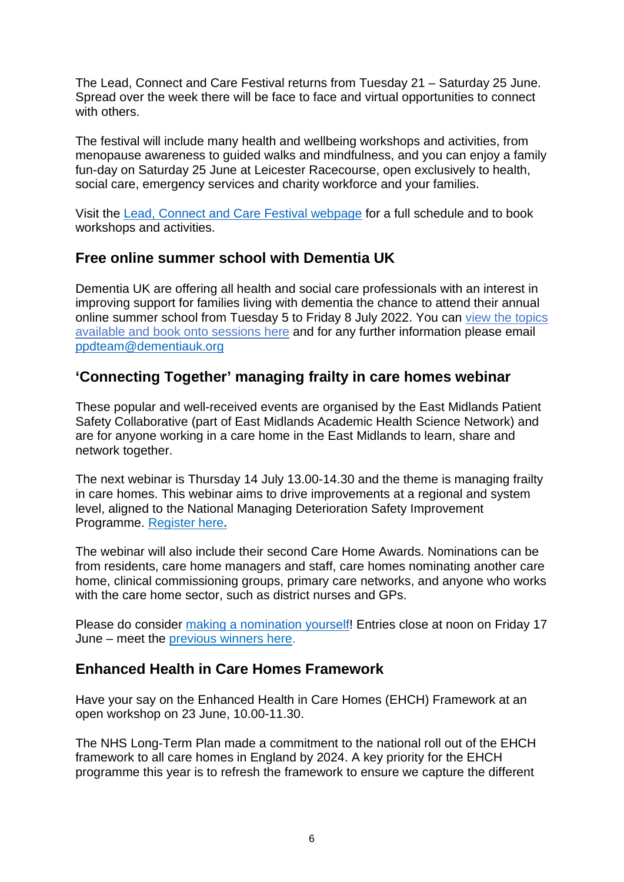The Lead, Connect and Care Festival returns from Tuesday 21 – Saturday 25 June. Spread over the week there will be face to face and virtual opportunities to connect with others.

The festival will include many health and wellbeing workshops and activities, from menopause awareness to guided walks and mindfulness, and you can enjoy a family fun-day on Saturday 25 June at Leicester Racecourse, open exclusively to health, social care, emergency services and charity workforce and your families.

Visit the Lead, Connect and Care Festival webpage for a full schedule and to book workshops and activities.

## Free online summer school with Dementia UK

Dementia UK are offering all health and social care professionals with an interest in improving support for families living with dementia the chance to attend their annual online summer school from Tuesday 5 to Friday 8 July 2022. You can view the topics available and book onto sessions here and for any further information please email ppdteam@dementiauk.org

## 'Connecting Together' managing frailty in care homes webinar

These popular and well-received events are organised by the East Midlands Patient Safety Collaborative (part of East Midlands Academic Health Science Network) and are for anyone working in a care home in the East Midlands to learn, share and network together.

The next webinar is Thursday 14 July 13.00-14.30 and the theme is managing frailty in care homes. This webinar aims to drive improvements at a regional and system level, aligned to the National Managing Deterioration Safety Improvement Programme. Register here**.**

The webinar will also include their second Care Home Awards. Nominations can be from residents, care home managers and staff, care homes nominating another care home, clinical commissioning groups, primary care networks, and anyone who works with the care home sector, such as district nurses and GPs.

Please do consider making a nomination yourself! Entries close at noon on Friday 17 June – meet the previous winners here.

## Enhanced Health in Care Homes Framework

Have your say on the Enhanced Health in Care Homes (EHCH) Framework at an open workshop on 23 June, 10.00-11.30.

The NHS Long-Term Plan made a commitment to the national roll out of the EHCH framework to all care homes in England by 2024. A key priority for the EHCH programme this year is to refresh the framework to ensure we capture the different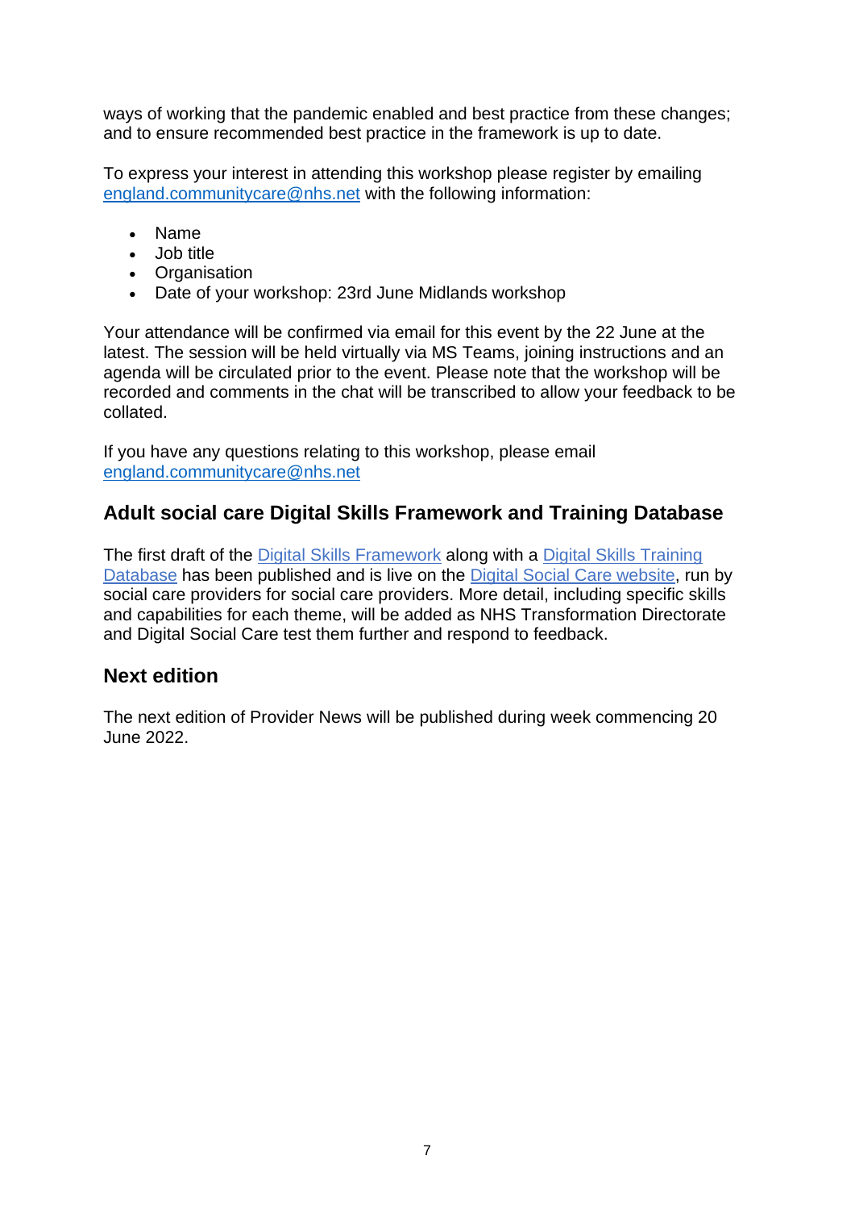ways of working that the pandemic enabled and best practice from these changes; and to ensure recommended best practice in the framework is up to date.

To express your interest in attending this workshop please register by emailing england.communitycare@nhs.net with the following information:

- Name
- Job title
- Organisation
- Date of your workshop: 23rd June Midlands workshop

Your attendance will be confirmed via email for this event by the 22 June at the latest. The session will be held virtually via MS Teams, joining instructions and an agenda will be circulated prior to the event. Please note that the workshop will be recorded and comments in the chat will be transcribed to allow your feedback to be collated.

If you have any questions relating to this workshop, please email england.communitycare@nhs.net

## Adult social care Digital Skills Framework and Training Database

The first draft of the Digital Skills Framework along with a Digital Skills Training Database has been published and is live on the Digital Social Care website, run by social care providers for social care providers. More detail, including specific skills and capabilities for each theme, will be added as NHS Transformation Directorate and Digital Social Care test them further and respond to feedback.

## Next edition

The next edition of Provider News will be published during week commencing 20 June 2022.